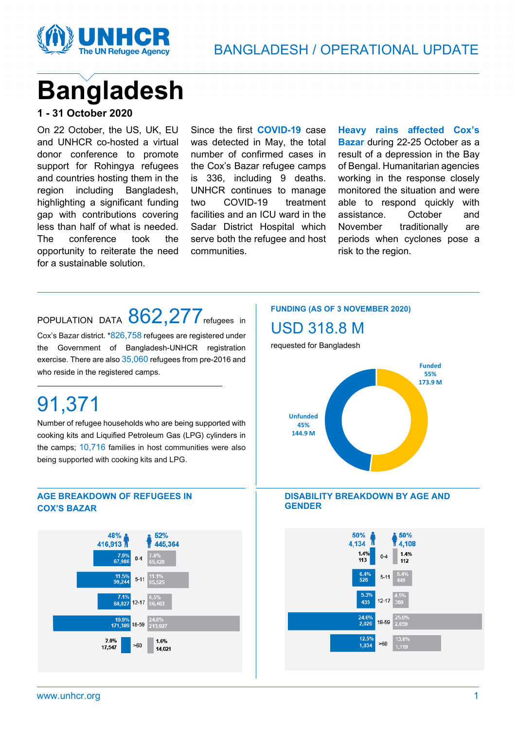# Bangladesh

**1 - 31 October 2020**

On 22 October, the US, UK, EU and UNHCR co-hosted a virtual donor conference to promote support for Rohingya refugees and countries hosting them in the region including Bangladesh, highlighting a significant funding gap with contributions covering less than half of what is needed. The conference took the opportunity to reiterate the need for a sustainable solution.

Since the first **COVID-19** case was detected in May, the total number of confirmed cases in the Cox's Bazar refugee camps is 336, including 9 deaths. UNHCR continues to manage two COVID-19 treatment facilities and an ICU ward in the Sadar District Hospital which serve both the refugee and host communities.

**Heavy rains affected Cox's Bazar** during 22-25 October as a result of a depression in the Bay of Bengal. Humanitarian agencies working in the response closely monitored the situation and were able to respond quickly with assistance. October and November traditionally are periods when cyclones pose a risk to the region.

POPULATION DATA **862,277** refugees in Cox's Bazar district. *826,758 refugees are registered under the Government of Bangladesh-UNHCR registration exercise. There are also 35,060 refugees from pre-2016 and who reside in the registered camps.

**91,371**

Number of refugee households who are being supported with cooking kits and Liquified Petroleum Gas (LPG) cylinders in the camps; 10,716 families in host communities were also being supported with cooking kits and LPG.

## FUNDING (AS OF 3 NOVEMBER 2020)

**USD 318.8 M**

requested for Bangladesh

- Funded: 55%, 173.9 M
- Unfunded: 45%, 144.9 M

## AGE BREAKDOWN OF REFUGEES IN COX'S BAZAR

| Male (48%, 416,913) | Age | Female (52%, 445,364) |
|---|---|---|
| 7.9% 67,986 | 0-4 | 7.6% 65,428 |
| 11.5% 99,244 | 5-11 | 11.1% 95,525 |
| 7.1% 60,827 | 12-17 | 6.5% 56,463 |
| 19.9% 171,309 | 18-59 | 24.8% 213,927 |
| 2.0% 17,547 | >60 | 1.6% 14,021 |

## DISABILITY BREAKDOWN BY AGE AND GENDER

| Male (50%, 4,134) | Age | Female (50%, 4,108) |
|---|---|---|
| 1.4% 113 | 0-4 | 1.4% 112 |
| 6.4% 526 | 5-11 | 5.4% 449 |
| 5.3% 435 | 12-17 | 4.5% 369 |
| 24.6% 2,026 | 18-59 | 25.0% 2,059 |
| 12.5% 1,034 | >60 | 13.6% 1,119 |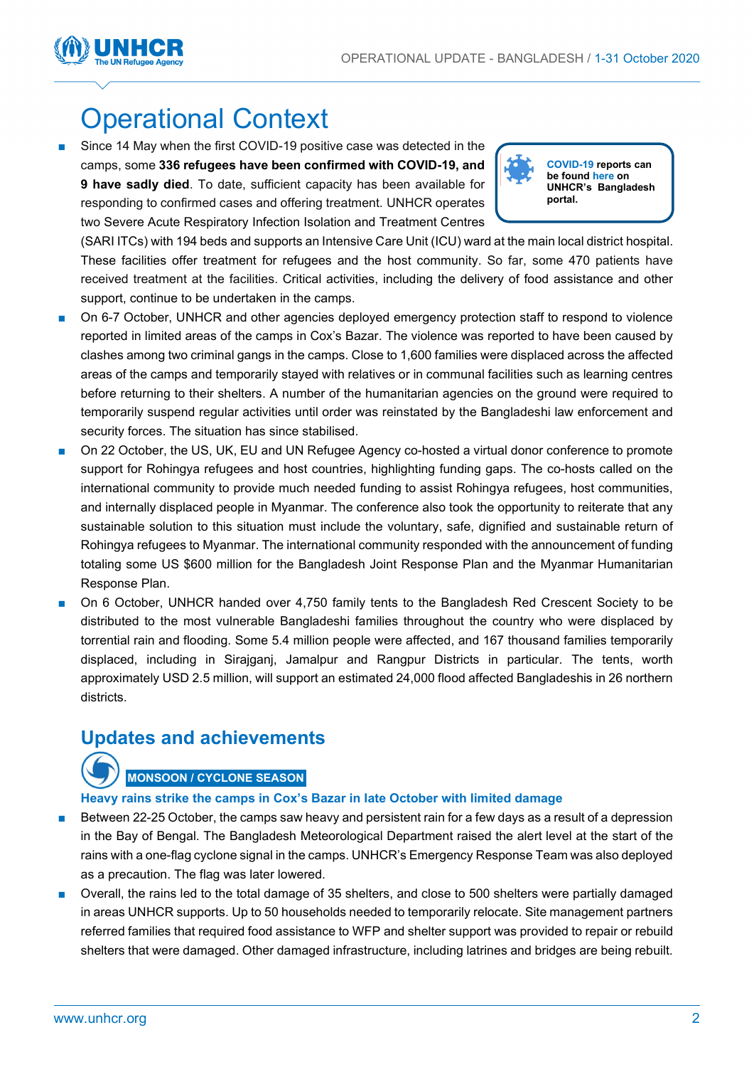# Operational Context

- Since 14 May when the first COVID-19 positive case was detected in the camps, some **336 refugees have been confirmed with COVID-19, and 9 have sadly died**. To date, sufficient capacity has been available for responding to confirmed cases and offering treatment. UNHCR operates two Severe Acute Respiratory Infection Isolation and Treatment Centres (SARI ITCs) with 194 beds and supports an Intensive Care Unit (ICU) ward at the main local district hospital. These facilities offer treatment for refugees and the host community. So far, some 470 patients have received treatment at the facilities. Critical activities, including the delivery of food assistance and other support, continue to be undertaken in the camps.

> **COVID-19 reports can be found here on UNHCR's Bangladesh portal.**

- On 6-7 October, UNHCR and other agencies deployed emergency protection staff to respond to violence reported in limited areas of the camps in Cox's Bazar. The violence was reported to have been caused by clashes among two criminal gangs in the camps. Close to 1,600 families were displaced across the affected areas of the camps and temporarily stayed with relatives or in communal facilities such as learning centres before returning to their shelters. A number of the humanitarian agencies on the ground were required to temporarily suspend regular activities until order was reinstated by the Bangladeshi law enforcement and security forces. The situation has since stabilised.
- On 22 October, the US, UK, EU and UN Refugee Agency co-hosted a virtual donor conference to promote support for Rohingya refugees and host countries, highlighting funding gaps. The co-hosts called on the international community to provide much needed funding to assist Rohingya refugees, host communities, and internally displaced people in Myanmar. The conference also took the opportunity to reiterate that any sustainable solution to this situation must include the voluntary, safe, dignified and sustainable return of Rohingya refugees to Myanmar. The international community responded with the announcement of funding totaling some US $600 million for the Bangladesh Joint Response Plan and the Myanmar Humanitarian Response Plan.
- On 6 October, UNHCR handed over 4,750 family tents to the Bangladesh Red Crescent Society to be distributed to the most vulnerable Bangladeshi families throughout the country who were displaced by torrential rain and flooding. Some 5.4 million people were affected, and 167 thousand families temporarily displaced, including in Sirajganj, Jamalpur and Rangpur Districts in particular. The tents, worth approximately USD 2.5 million, will support an estimated 24,000 flood affected Bangladeshis in 26 northern districts.

## Updates and achievements

**MONSOON / CYCLONE SEASON**

### Heavy rains strike the camps in Cox's Bazar in late October with limited damage

- Between 22-25 October, the camps saw heavy and persistent rain for a few days as a result of a depression in the Bay of Bengal. The Bangladesh Meteorological Department raised the alert level at the start of the rains with a one-flag cyclone signal in the camps. UNHCR's Emergency Response Team was also deployed as a precaution. The flag was later lowered.
- Overall, the rains led to the total damage of 35 shelters, and close to 500 shelters were partially damaged in areas UNHCR supports. Up to 50 households needed to temporarily relocate. Site management partners referred families that required food assistance to WFP and shelter support was provided to repair or rebuild shelters that were damaged. Other damaged infrastructure, including latrines and bridges are being rebuilt.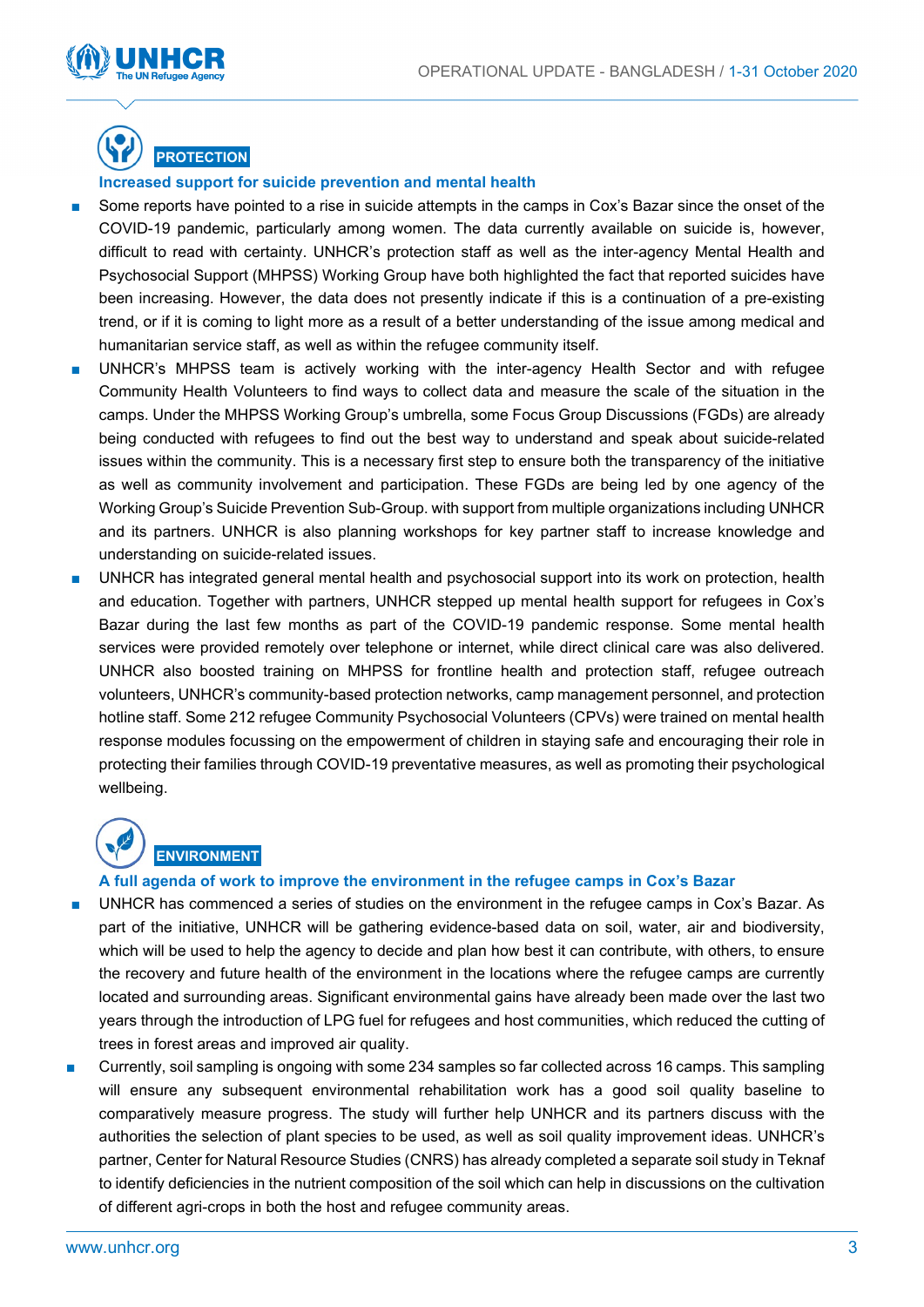## PROTECTION

### Increased support for suicide prevention and mental health

- Some reports have pointed to a rise in suicide attempts in the camps in Cox's Bazar since the onset of the COVID-19 pandemic, particularly among women. The data currently available on suicide is, however, difficult to read with certainty. UNHCR's protection staff as well as the inter-agency Mental Health and Psychosocial Support (MHPSS) Working Group have both highlighted the fact that reported suicides have been increasing. However, the data does not presently indicate if this is a continuation of a pre-existing trend, or if it is coming to light more as a result of a better understanding of the issue among medical and humanitarian service staff, as well as within the refugee community itself.
- UNHCR's MHPSS team is actively working with the inter-agency Health Sector and with refugee Community Health Volunteers to find ways to collect data and measure the scale of the situation in the camps. Under the MHPSS Working Group's umbrella, some Focus Group Discussions (FGDs) are already being conducted with refugees to find out the best way to understand and speak about suicide-related issues within the community. This is a necessary first step to ensure both the transparency of the initiative as well as community involvement and participation. These FGDs are being led by one agency of the Working Group's Suicide Prevention Sub-Group. with support from multiple organizations including UNHCR and its partners. UNHCR is also planning workshops for key partner staff to increase knowledge and understanding on suicide-related issues.
- UNHCR has integrated general mental health and psychosocial support into its work on protection, health and education. Together with partners, UNHCR stepped up mental health support for refugees in Cox's Bazar during the last few months as part of the COVID-19 pandemic response. Some mental health services were provided remotely over telephone or internet, while direct clinical care was also delivered. UNHCR also boosted training on MHPSS for frontline health and protection staff, refugee outreach volunteers, UNHCR's community-based protection networks, camp management personnel, and protection hotline staff. Some 212 refugee Community Psychosocial Volunteers (CPVs) were trained on mental health response modules focussing on the empowerment of children in staying safe and encouraging their role in protecting their families through COVID-19 preventative measures, as well as promoting their psychological wellbeing.

## ENVIRONMENT

### A full agenda of work to improve the environment in the refugee camps in Cox's Bazar

- UNHCR has commenced a series of studies on the environment in the refugee camps in Cox's Bazar. As part of the initiative, UNHCR will be gathering evidence-based data on soil, water, air and biodiversity, which will be used to help the agency to decide and plan how best it can contribute, with others, to ensure the recovery and future health of the environment in the locations where the refugee camps are currently located and surrounding areas. Significant environmental gains have already been made over the last two years through the introduction of LPG fuel for refugees and host communities, which reduced the cutting of trees in forest areas and improved air quality.
- Currently, soil sampling is ongoing with some 234 samples so far collected across 16 camps. This sampling will ensure any subsequent environmental rehabilitation work has a good soil quality baseline to comparatively measure progress. The study will further help UNHCR and its partners discuss with the authorities the selection of plant species to be used, as well as soil quality improvement ideas. UNHCR's partner, Center for Natural Resource Studies (CNRS) has already completed a separate soil study in Teknaf to identify deficiencies in the nutrient composition of the soil which can help in discussions on the cultivation of different agri-crops in both the host and refugee community areas.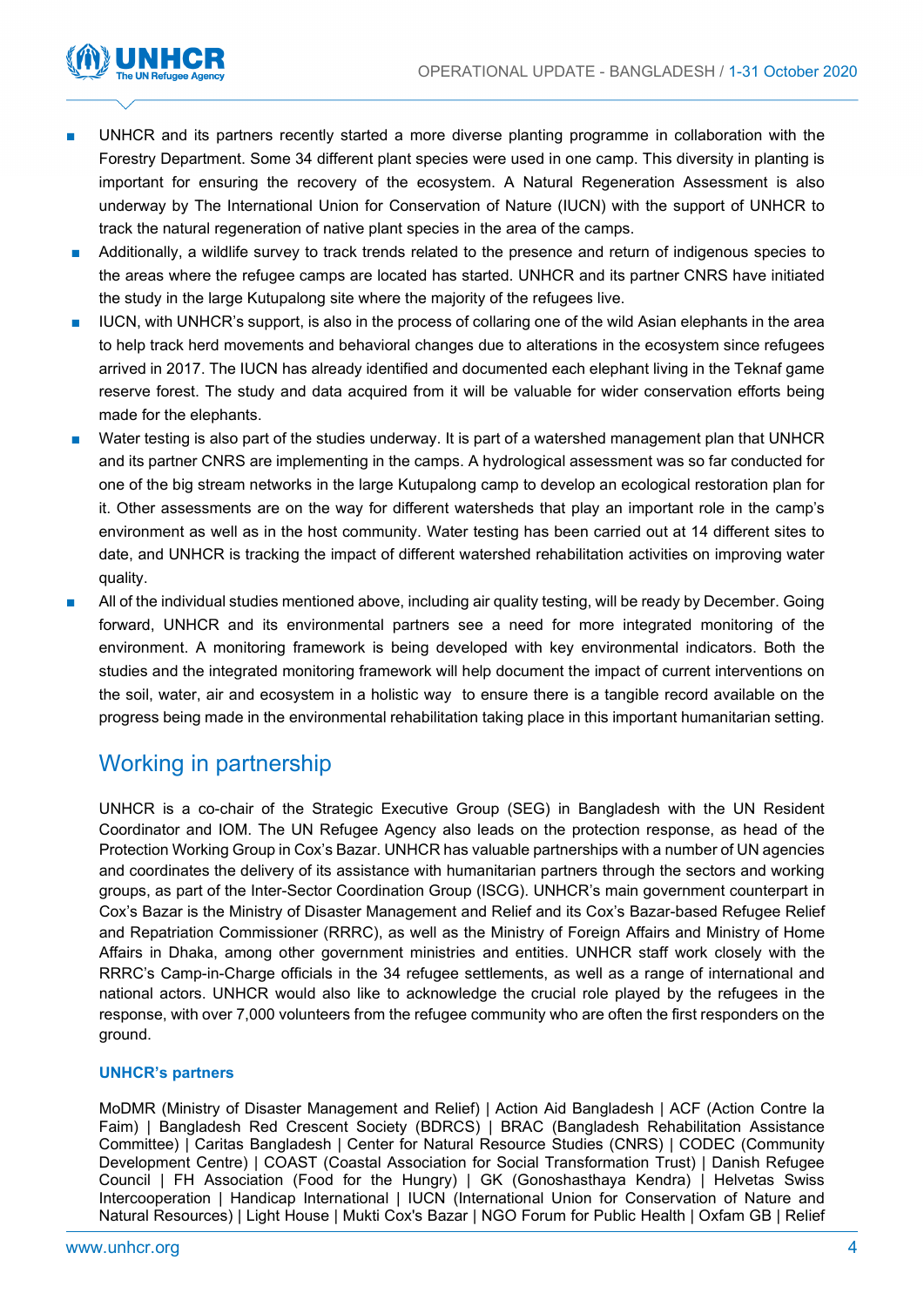- UNHCR and its partners recently started a more diverse planting programme in collaboration with the Forestry Department. Some 34 different plant species were used in one camp. This diversity in planting is important for ensuring the recovery of the ecosystem. A Natural Regeneration Assessment is also underway by The International Union for Conservation of Nature (IUCN) with the support of UNHCR to track the natural regeneration of native plant species in the area of the camps.
- Additionally, a wildlife survey to track trends related to the presence and return of indigenous species to the areas where the refugee camps are located has started. UNHCR and its partner CNRS have initiated the study in the large Kutupalong site where the majority of the refugees live.
- IUCN, with UNHCR's support, is also in the process of collaring one of the wild Asian elephants in the area to help track herd movements and behavioral changes due to alterations in the ecosystem since refugees arrived in 2017. The IUCN has already identified and documented each elephant living in the Teknaf game reserve forest. The study and data acquired from it will be valuable for wider conservation efforts being made for the elephants.
- Water testing is also part of the studies underway. It is part of a watershed management plan that UNHCR and its partner CNRS are implementing in the camps. A hydrological assessment was so far conducted for one of the big stream networks in the large Kutupalong camp to develop an ecological restoration plan for it. Other assessments are on the way for different watersheds that play an important role in the camp's environment as well as in the host community. Water testing has been carried out at 14 different sites to date, and UNHCR is tracking the impact of different watershed rehabilitation activities on improving water quality.
- All of the individual studies mentioned above, including air quality testing, will be ready by December. Going forward, UNHCR and its environmental partners see a need for more integrated monitoring of the environment. A monitoring framework is being developed with key environmental indicators. Both the studies and the integrated monitoring framework will help document the impact of current interventions on the soil, water, air and ecosystem in a holistic way to ensure there is a tangible record available on the progress being made in the environmental rehabilitation taking place in this important humanitarian setting.

## Working in partnership

UNHCR is a co-chair of the Strategic Executive Group (SEG) in Bangladesh with the UN Resident Coordinator and IOM. The UN Refugee Agency also leads on the protection response, as head of the Protection Working Group in Cox's Bazar. UNHCR has valuable partnerships with a number of UN agencies and coordinates the delivery of its assistance with humanitarian partners through the sectors and working groups, as part of the Inter-Sector Coordination Group (ISCG). UNHCR's main government counterpart in Cox's Bazar is the Ministry of Disaster Management and Relief and its Cox's Bazar-based Refugee Relief and Repatriation Commissioner (RRRC), as well as the Ministry of Foreign Affairs and Ministry of Home Affairs in Dhaka, among other government ministries and entities. UNHCR staff work closely with the RRRC's Camp-in-Charge officials in the 34 refugee settlements, as well as a range of international and national actors. UNHCR would also like to acknowledge the crucial role played by the refugees in the response, with over 7,000 volunteers from the refugee community who are often the first responders on the ground.

### UNHCR's partners

MoDMR (Ministry of Disaster Management and Relief) | Action Aid Bangladesh | ACF (Action Contre la Faim) | Bangladesh Red Crescent Society (BDRCS) | BRAC (Bangladesh Rehabilitation Assistance Committee) | Caritas Bangladesh | Center for Natural Resource Studies (CNRS) | CODEC (Community Development Centre) | COAST (Coastal Association for Social Transformation Trust) | Danish Refugee Council | FH Association (Food for the Hungry) | GK (Gonoshasthaya Kendra) | Helvetas Swiss Intercooperation | Handicap International | IUCN (International Union for Conservation of Nature and Natural Resources) | Light House | Mukti Cox's Bazar | NGO Forum for Public Health | Oxfam GB | Relief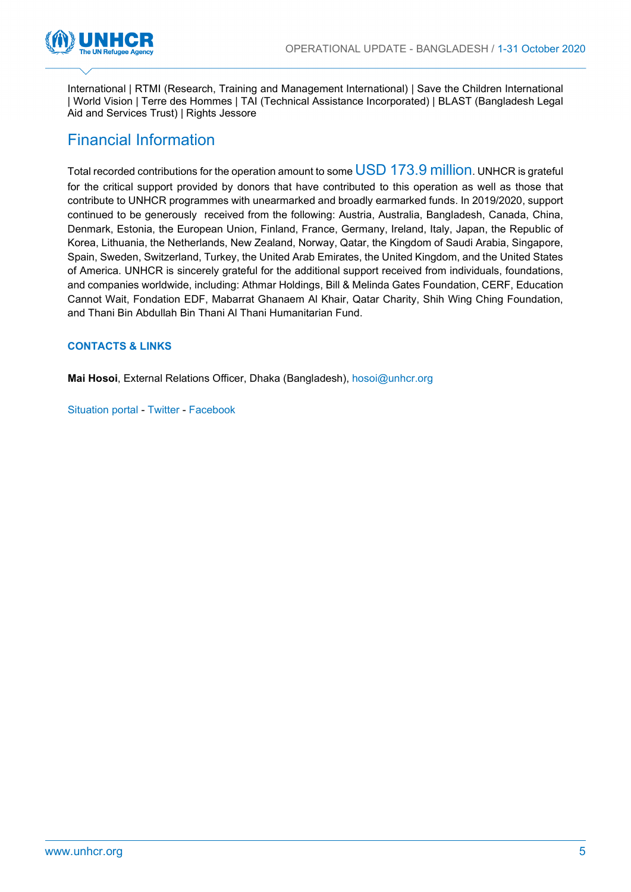International | RTMI (Research, Training and Management International) | Save the Children International | World Vision | Terre des Hommes | TAI (Technical Assistance Incorporated) | BLAST (Bangladesh Legal Aid and Services Trust) | Rights Jessore

## Financial Information

Total recorded contributions for the operation amount to some USD 173.9 million. UNHCR is grateful for the critical support provided by donors that have contributed to this operation as well as those that contribute to UNHCR programmes with unearmarked and broadly earmarked funds. In 2019/2020, support continued to be generously received from the following: Austria, Australia, Bangladesh, Canada, China, Denmark, Estonia, the European Union, Finland, France, Germany, Ireland, Italy, Japan, the Republic of Korea, Lithuania, the Netherlands, New Zealand, Norway, Qatar, the Kingdom of Saudi Arabia, Singapore, Spain, Sweden, Switzerland, Turkey, the United Arab Emirates, the United Kingdom, and the United States of America. UNHCR is sincerely grateful for the additional support received from individuals, foundations, and companies worldwide, including: Athmar Holdings, Bill & Melinda Gates Foundation, CERF, Education Cannot Wait, Fondation EDF, Mabarrat Ghanaem Al Khair, Qatar Charity, Shih Wing Ching Foundation, and Thani Bin Abdullah Bin Thani Al Thani Humanitarian Fund.

### CONTACTS & LINKS

**Mai Hosoi**, External Relations Officer, Dhaka (Bangladesh), hosoi@unhcr.org

Situation portal - Twitter - Facebook